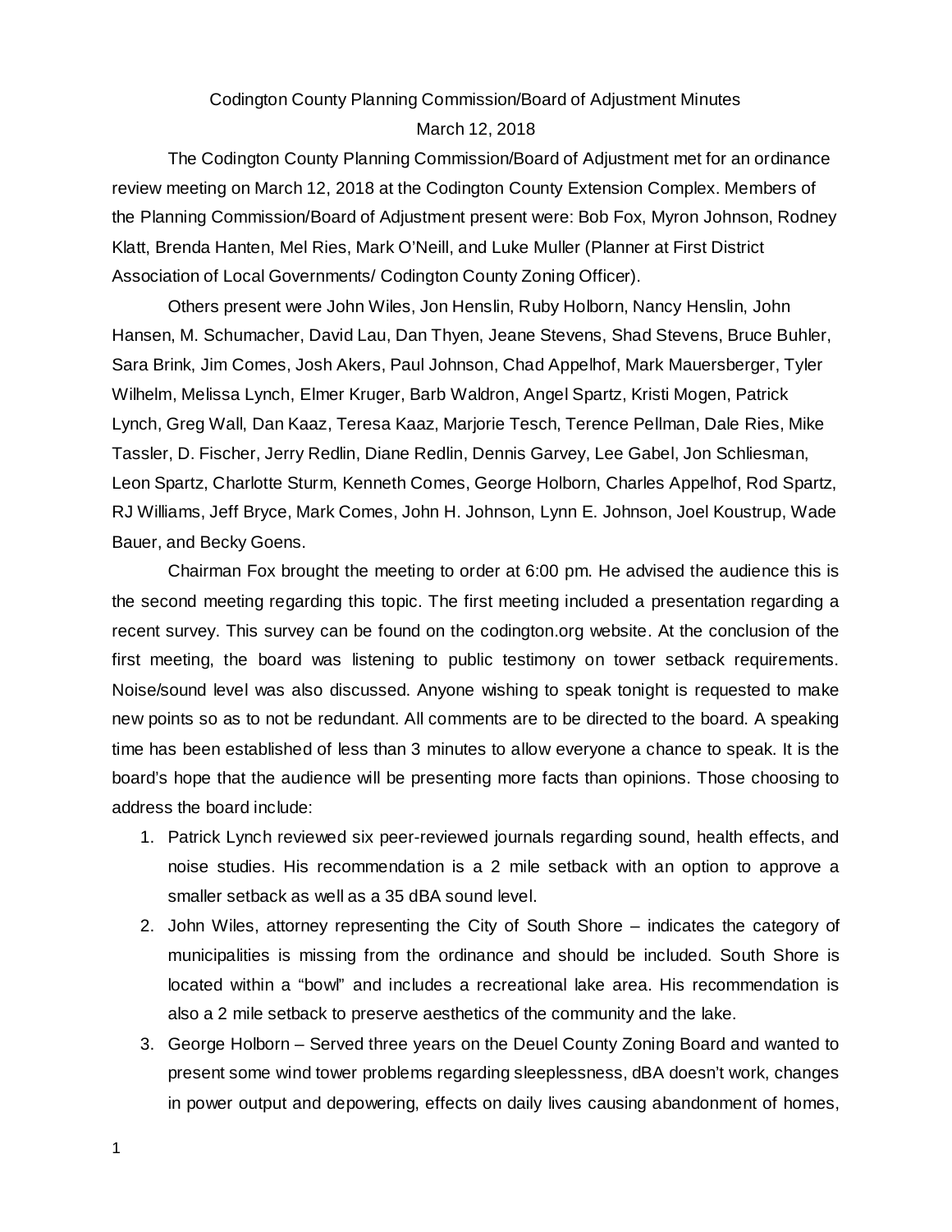Codington County Planning Commission/Board of Adjustment Minutes

March 12, 2018

The Codington County Planning Commission/Board of Adjustment met for an ordinance review meeting on March 12, 2018 at the Codington County Extension Complex. Members of the Planning Commission/Board of Adjustment present were: Bob Fox, Myron Johnson, Rodney Klatt, Brenda Hanten, Mel Ries, Mark O'Neill, and Luke Muller (Planner at First District Association of Local Governments/ Codington County Zoning Officer).

Others present were John Wiles, Jon Henslin, Ruby Holborn, Nancy Henslin, John Hansen, M. Schumacher, David Lau, Dan Thyen, Jeane Stevens, Shad Stevens, Bruce Buhler, Sara Brink, Jim Comes, Josh Akers, Paul Johnson, Chad Appelhof, Mark Mauersberger, Tyler Wilhelm, Melissa Lynch, Elmer Kruger, Barb Waldron, Angel Spartz, Kristi Mogen, Patrick Lynch, Greg Wall, Dan Kaaz, Teresa Kaaz, Marjorie Tesch, Terence Pellman, Dale Ries, Mike Tassler, D. Fischer, Jerry Redlin, Diane Redlin, Dennis Garvey, Lee Gabel, Jon Schliesman, Leon Spartz, Charlotte Sturm, Kenneth Comes, George Holborn, Charles Appelhof, Rod Spartz, RJ Williams, Jeff Bryce, Mark Comes, John H. Johnson, Lynn E. Johnson, Joel Koustrup, Wade Bauer, and Becky Goens.

Chairman Fox brought the meeting to order at 6:00 pm. He advised the audience this is the second meeting regarding this topic. The first meeting included a presentation regarding a recent survey. This survey can be found on the codington.org website. At the conclusion of the first meeting, the board was listening to public testimony on tower setback requirements. Noise/sound level was also discussed. Anyone wishing to speak tonight is requested to make new points so as to not be redundant. All comments are to be directed to the board. A speaking time has been established of less than 3 minutes to allow everyone a chance to speak. It is the board's hope that the audience will be presenting more facts than opinions. Those choosing to address the board include:

1. Patrick Lynch reviewed six peer-reviewed journals regarding sound, health effects, and noise studies. His recommendation is a 2 mile setback with an option to approve a smaller setback as well as a 35 dBA sound level.
2. John Wiles, attorney representing the City of South Shore – indicates the category of municipalities is missing from the ordinance and should be included. South Shore is located within a "bowl" and includes a recreational lake area. His recommendation is also a 2 mile setback to preserve aesthetics of the community and the lake.
3. George Holborn – Served three years on the Deuel County Zoning Board and wanted to present some wind tower problems regarding sleeplessness, dBA doesn't work, changes in power output and depowering, effects on daily lives causing abandonment of homes,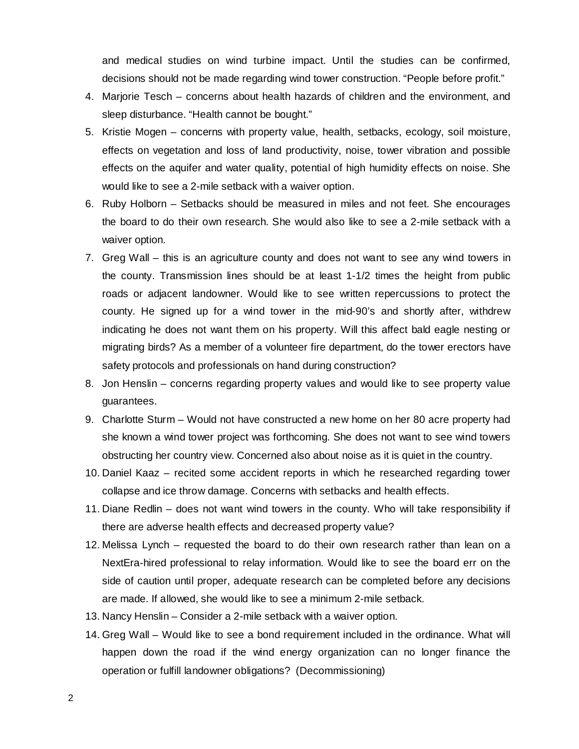and medical studies on wind turbine impact. Until the studies can be confirmed, decisions should not be made regarding wind tower construction. "People before profit."

4. Marjorie Tesch – concerns about health hazards of children and the environment, and sleep disturbance. "Health cannot be bought."
5. Kristie Mogen – concerns with property value, health, setbacks, ecology, soil moisture, effects on vegetation and loss of land productivity, noise, tower vibration and possible effects on the aquifer and water quality, potential of high humidity effects on noise. She would like to see a 2-mile setback with a waiver option.
6. Ruby Holborn – Setbacks should be measured in miles and not feet. She encourages the board to do their own research. She would also like to see a 2-mile setback with a waiver option.
7. Greg Wall – this is an agriculture county and does not want to see any wind towers in the county. Transmission lines should be at least 1-1/2 times the height from public roads or adjacent landowner. Would like to see written repercussions to protect the county. He signed up for a wind tower in the mid-90's and shortly after, withdrew indicating he does not want them on his property. Will this affect bald eagle nesting or migrating birds? As a member of a volunteer fire department, do the tower erectors have safety protocols and professionals on hand during construction?
8. Jon Henslin – concerns regarding property values and would like to see property value guarantees.
9. Charlotte Sturm – Would not have constructed a new home on her 80 acre property had she known a wind tower project was forthcoming. She does not want to see wind towers obstructing her country view. Concerned also about noise as it is quiet in the country.
10. Daniel Kaaz – recited some accident reports in which he researched regarding tower collapse and ice throw damage. Concerns with setbacks and health effects.
11. Diane Redlin – does not want wind towers in the county. Who will take responsibility if there are adverse health effects and decreased property value?
12. Melissa Lynch – requested the board to do their own research rather than lean on a NextEra-hired professional to relay information. Would like to see the board err on the side of caution until proper, adequate research can be completed before any decisions are made. If allowed, she would like to see a minimum 2-mile setback.
13. Nancy Henslin – Consider a 2-mile setback with a waiver option.
14. Greg Wall – Would like to see a bond requirement included in the ordinance. What will happen down the road if the wind energy organization can no longer finance the operation or fulfill landowner obligations? (Decommissioning)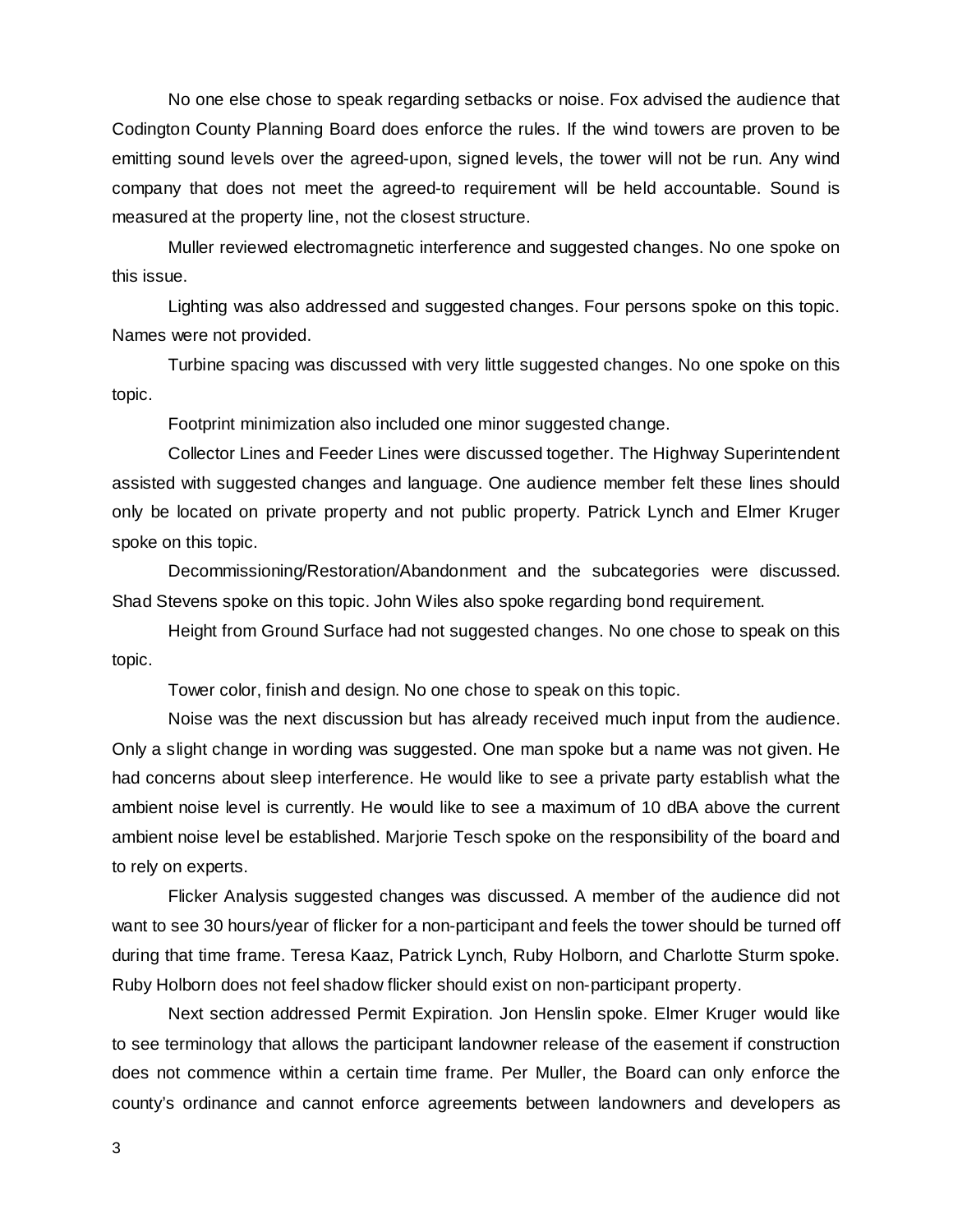No one else chose to speak regarding setbacks or noise. Fox advised the audience that Codington County Planning Board does enforce the rules. If the wind towers are proven to be emitting sound levels over the agreed-upon, signed levels, the tower will not be run. Any wind company that does not meet the agreed-to requirement will be held accountable. Sound is measured at the property line, not the closest structure.

Muller reviewed electromagnetic interference and suggested changes. No one spoke on this issue.

Lighting was also addressed and suggested changes. Four persons spoke on this topic. Names were not provided.

Turbine spacing was discussed with very little suggested changes. No one spoke on this topic.

Footprint minimization also included one minor suggested change.

Collector Lines and Feeder Lines were discussed together. The Highway Superintendent assisted with suggested changes and language. One audience member felt these lines should only be located on private property and not public property. Patrick Lynch and Elmer Kruger spoke on this topic.

Decommissioning/Restoration/Abandonment and the subcategories were discussed. Shad Stevens spoke on this topic. John Wiles also spoke regarding bond requirement.

Height from Ground Surface had not suggested changes. No one chose to speak on this topic.

Tower color, finish and design. No one chose to speak on this topic.

Noise was the next discussion but has already received much input from the audience. Only a slight change in wording was suggested. One man spoke but a name was not given. He had concerns about sleep interference. He would like to see a private party establish what the ambient noise level is currently. He would like to see a maximum of 10 dBA above the current ambient noise level be established. Marjorie Tesch spoke on the responsibility of the board and to rely on experts.

Flicker Analysis suggested changes was discussed. A member of the audience did not want to see 30 hours/year of flicker for a non-participant and feels the tower should be turned off during that time frame. Teresa Kaaz, Patrick Lynch, Ruby Holborn, and Charlotte Sturm spoke. Ruby Holborn does not feel shadow flicker should exist on non-participant property.

Next section addressed Permit Expiration. Jon Henslin spoke. Elmer Kruger would like to see terminology that allows the participant landowner release of the easement if construction does not commence within a certain time frame. Per Muller, the Board can only enforce the county's ordinance and cannot enforce agreements between landowners and developers as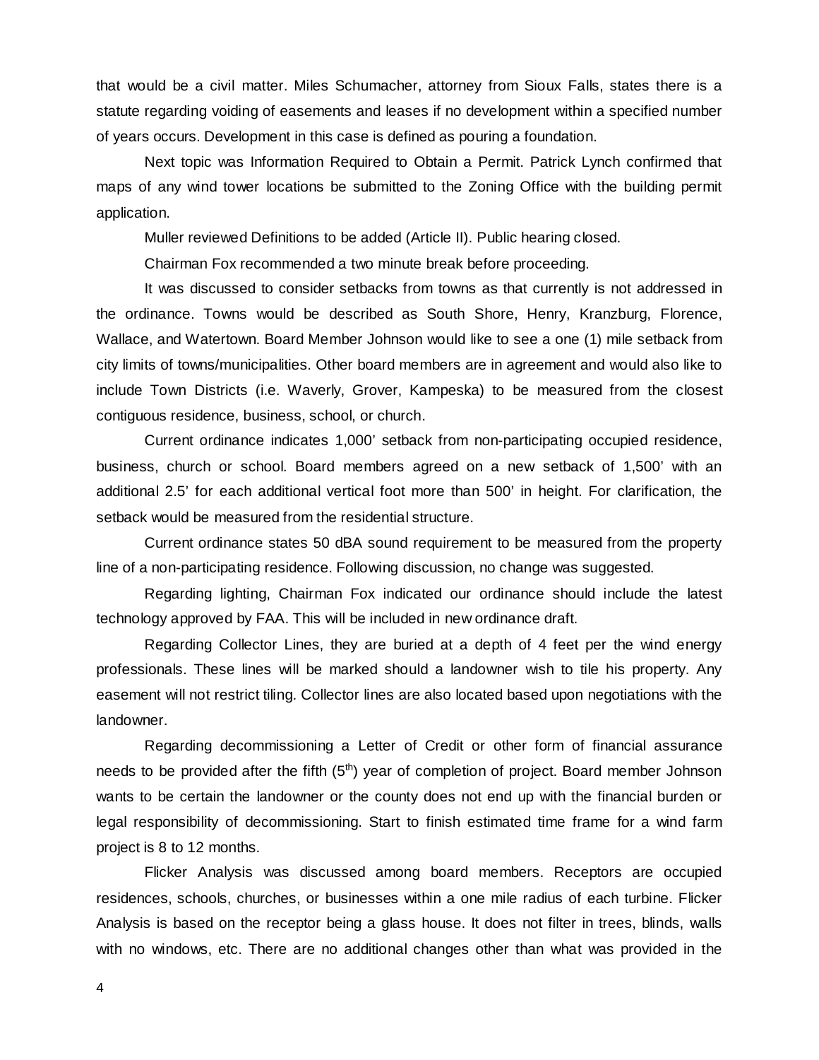that would be a civil matter. Miles Schumacher, attorney from Sioux Falls, states there is a statute regarding voiding of easements and leases if no development within a specified number of years occurs. Development in this case is defined as pouring a foundation.

Next topic was Information Required to Obtain a Permit. Patrick Lynch confirmed that maps of any wind tower locations be submitted to the Zoning Office with the building permit application.

Muller reviewed Definitions to be added (Article II). Public hearing closed.

Chairman Fox recommended a two minute break before proceeding.

It was discussed to consider setbacks from towns as that currently is not addressed in the ordinance. Towns would be described as South Shore, Henry, Kranzburg, Florence, Wallace, and Watertown. Board Member Johnson would like to see a one (1) mile setback from city limits of towns/municipalities. Other board members are in agreement and would also like to include Town Districts (i.e. Waverly, Grover, Kampeska) to be measured from the closest contiguous residence, business, school, or church.

Current ordinance indicates 1,000' setback from non-participating occupied residence, business, church or school. Board members agreed on a new setback of 1,500' with an additional 2.5' for each additional vertical foot more than 500' in height. For clarification, the setback would be measured from the residential structure.

Current ordinance states 50 dBA sound requirement to be measured from the property line of a non-participating residence. Following discussion, no change was suggested.

Regarding lighting, Chairman Fox indicated our ordinance should include the latest technology approved by FAA. This will be included in new ordinance draft.

Regarding Collector Lines, they are buried at a depth of 4 feet per the wind energy professionals. These lines will be marked should a landowner wish to tile his property. Any easement will not restrict tiling. Collector lines are also located based upon negotiations with the landowner.

Regarding decommissioning a Letter of Credit or other form of financial assurance needs to be provided after the fifth (5th) year of completion of project. Board member Johnson wants to be certain the landowner or the county does not end up with the financial burden or legal responsibility of decommissioning. Start to finish estimated time frame for a wind farm project is 8 to 12 months.

Flicker Analysis was discussed among board members. Receptors are occupied residences, schools, churches, or businesses within a one mile radius of each turbine. Flicker Analysis is based on the receptor being a glass house. It does not filter in trees, blinds, walls with no windows, etc. There are no additional changes other than what was provided in the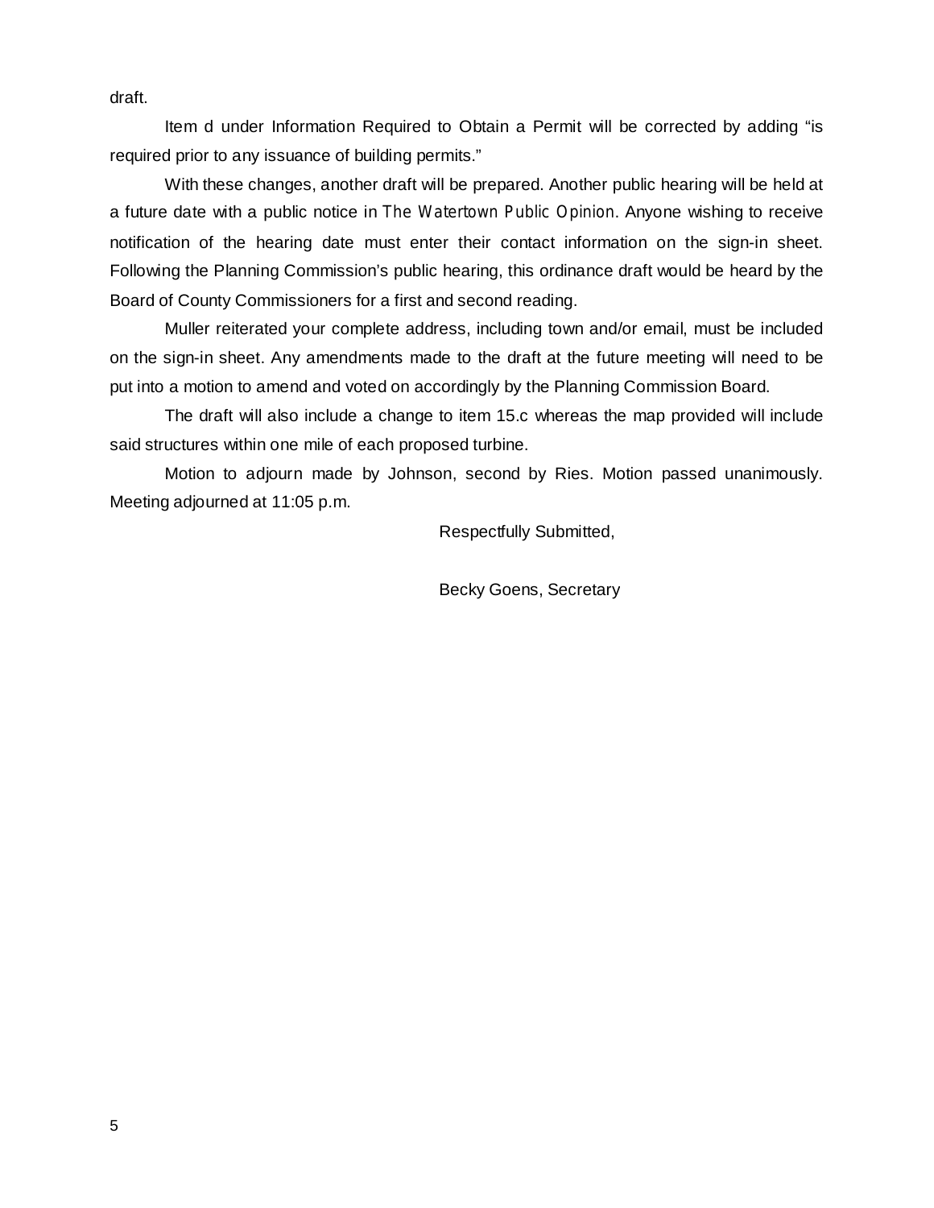draft.

Item d under Information Required to Obtain a Permit will be corrected by adding "is required prior to any issuance of building permits."

With these changes, another draft will be prepared. Another public hearing will be held at a future date with a public notice in *The Watertown Public Opinion*. Anyone wishing to receive notification of the hearing date must enter their contact information on the sign-in sheet. Following the Planning Commission's public hearing, this ordinance draft would be heard by the Board of County Commissioners for a first and second reading.

Muller reiterated your complete address, including town and/or email, must be included on the sign-in sheet. Any amendments made to the draft at the future meeting will need to be put into a motion to amend and voted on accordingly by the Planning Commission Board.

The draft will also include a change to item 15.c whereas the map provided will include said structures within one mile of each proposed turbine.

Motion to adjourn made by Johnson, second by Ries. Motion passed unanimously. Meeting adjourned at 11:05 p.m.

Respectfully Submitted,

Becky Goens, Secretary